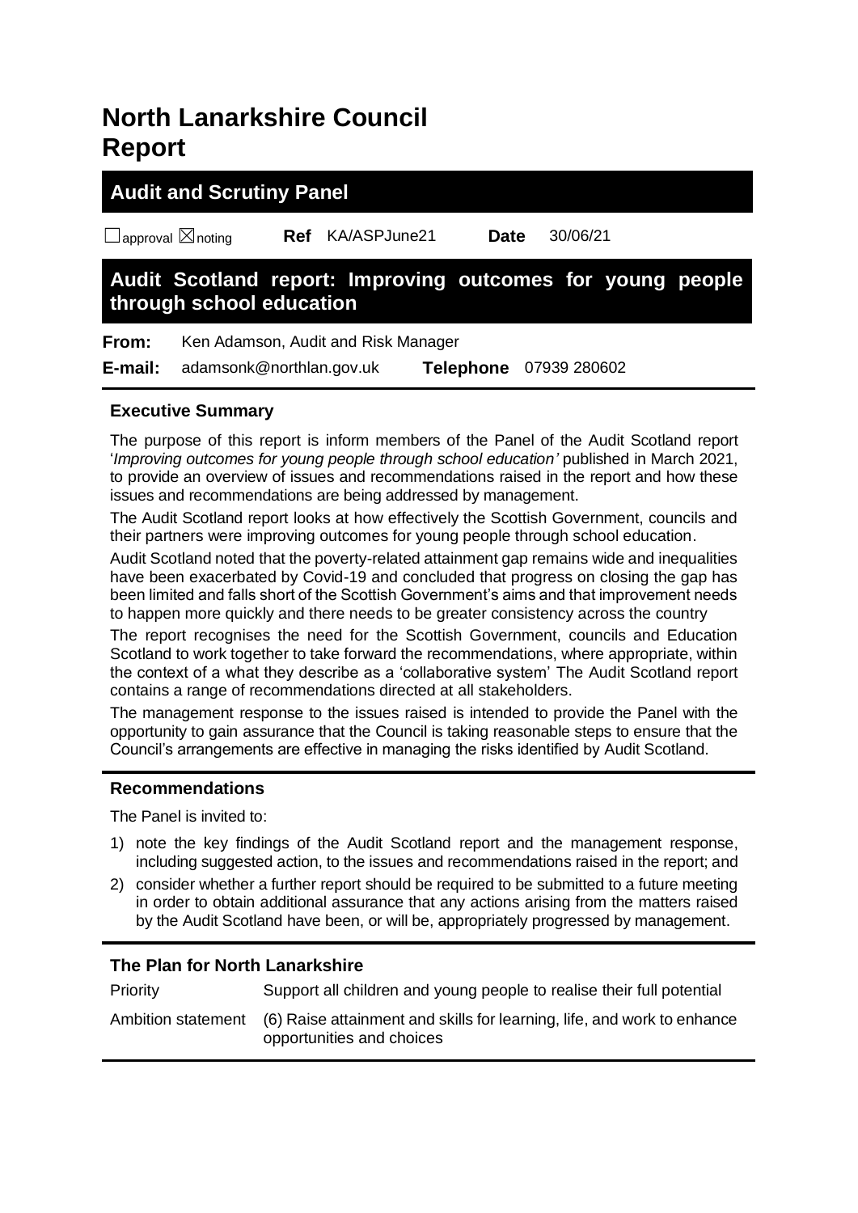# North Lanarkshire Council Report

## Audit and Scrutiny Panel

☐approval ☒noting **Ref** KA/ASPJune21 **Date** 30/06/21

## Audit Scotland report: Improving outcomes for young people through school education

**From:** Ken Adamson, Audit and Risk Manager

**E-mail:** adamsonk@northlan.gov.uk **Telephone** 07939 280602

### Executive Summary

The purpose of this report is inform members of the Panel of the Audit Scotland report '*Improving outcomes for young people through school education'* published in March 2021, to provide an overview of issues and recommendations raised in the report and how these issues and recommendations are being addressed by management.

The Audit Scotland report looks at how effectively the Scottish Government, councils and their partners were improving outcomes for young people through school education.

Audit Scotland noted that the poverty-related attainment gap remains wide and inequalities have been exacerbated by Covid-19 and concluded that progress on closing the gap has been limited and falls short of the Scottish Government's aims and that improvement needs to happen more quickly and there needs to be greater consistency across the country

The report recognises the need for the Scottish Government, councils and Education Scotland to work together to take forward the recommendations, where appropriate, within the context of a what they describe as a 'collaborative system' The Audit Scotland report contains a range of recommendations directed at all stakeholders.

The management response to the issues raised is intended to provide the Panel with the opportunity to gain assurance that the Council is taking reasonable steps to ensure that the Council's arrangements are effective in managing the risks identified by Audit Scotland.

### Recommendations

The Panel is invited to:

1) note the key findings of the Audit Scotland report and the management response, including suggested action, to the issues and recommendations raised in the report; and
2) consider whether a further report should be required to be submitted to a future meeting in order to obtain additional assurance that any actions arising from the matters raised by the Audit Scotland have been, or will be, appropriately progressed by management.

### The Plan for North Lanarkshire

| | |
|---|---|
| Priority | Support all children and young people to realise their full potential |
| Ambition statement | (6) Raise attainment and skills for learning, life, and work to enhance opportunities and choices |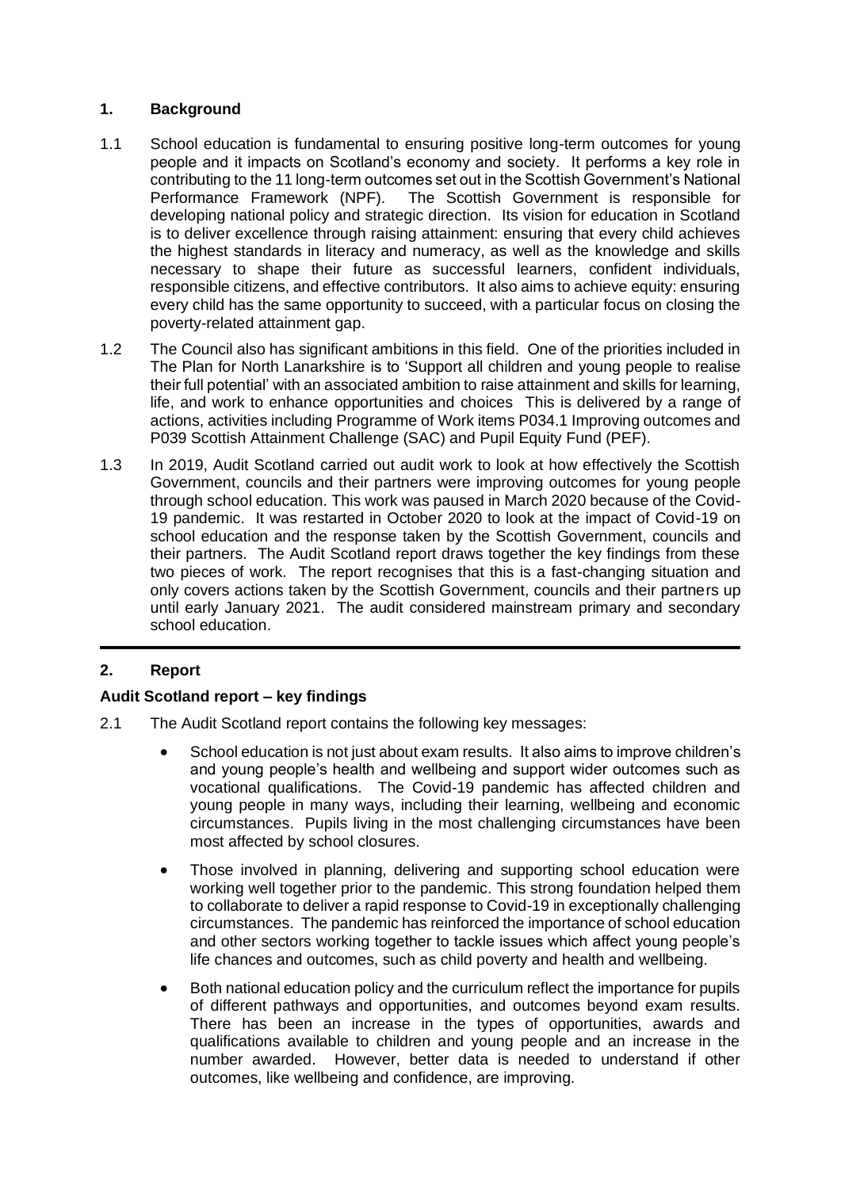## 1. Background

1.1 School education is fundamental to ensuring positive long-term outcomes for young people and it impacts on Scotland's economy and society. It performs a key role in contributing to the 11 long-term outcomes set out in the Scottish Government's National Performance Framework (NPF). The Scottish Government is responsible for developing national policy and strategic direction. Its vision for education in Scotland is to deliver excellence through raising attainment: ensuring that every child achieves the highest standards in literacy and numeracy, as well as the knowledge and skills necessary to shape their future as successful learners, confident individuals, responsible citizens, and effective contributors. It also aims to achieve equity: ensuring every child has the same opportunity to succeed, with a particular focus on closing the poverty-related attainment gap.

1.2 The Council also has significant ambitions in this field. One of the priorities included in The Plan for North Lanarkshire is to 'Support all children and young people to realise their full potential' with an associated ambition to raise attainment and skills for learning, life, and work to enhance opportunities and choices This is delivered by a range of actions, activities including Programme of Work items P034.1 Improving outcomes and P039 Scottish Attainment Challenge (SAC) and Pupil Equity Fund (PEF).

1.3 In 2019, Audit Scotland carried out audit work to look at how effectively the Scottish Government, councils and their partners were improving outcomes for young people through school education. This work was paused in March 2020 because of the Covid-19 pandemic. It was restarted in October 2020 to look at the impact of Covid-19 on school education and the response taken by the Scottish Government, councils and their partners. The Audit Scotland report draws together the key findings from these two pieces of work. The report recognises that this is a fast-changing situation and only covers actions taken by the Scottish Government, councils and their partners up until early January 2021. The audit considered mainstream primary and secondary school education.

## 2. Report

### Audit Scotland report – key findings

2.1 The Audit Scotland report contains the following key messages:

- School education is not just about exam results. It also aims to improve children's and young people's health and wellbeing and support wider outcomes such as vocational qualifications. The Covid-19 pandemic has affected children and young people in many ways, including their learning, wellbeing and economic circumstances. Pupils living in the most challenging circumstances have been most affected by school closures.
- Those involved in planning, delivering and supporting school education were working well together prior to the pandemic. This strong foundation helped them to collaborate to deliver a rapid response to Covid-19 in exceptionally challenging circumstances. The pandemic has reinforced the importance of school education and other sectors working together to tackle issues which affect young people's life chances and outcomes, such as child poverty and health and wellbeing.
- Both national education policy and the curriculum reflect the importance for pupils of different pathways and opportunities, and outcomes beyond exam results. There has been an increase in the types of opportunities, awards and qualifications available to children and young people and an increase in the number awarded. However, better data is needed to understand if other outcomes, like wellbeing and confidence, are improving.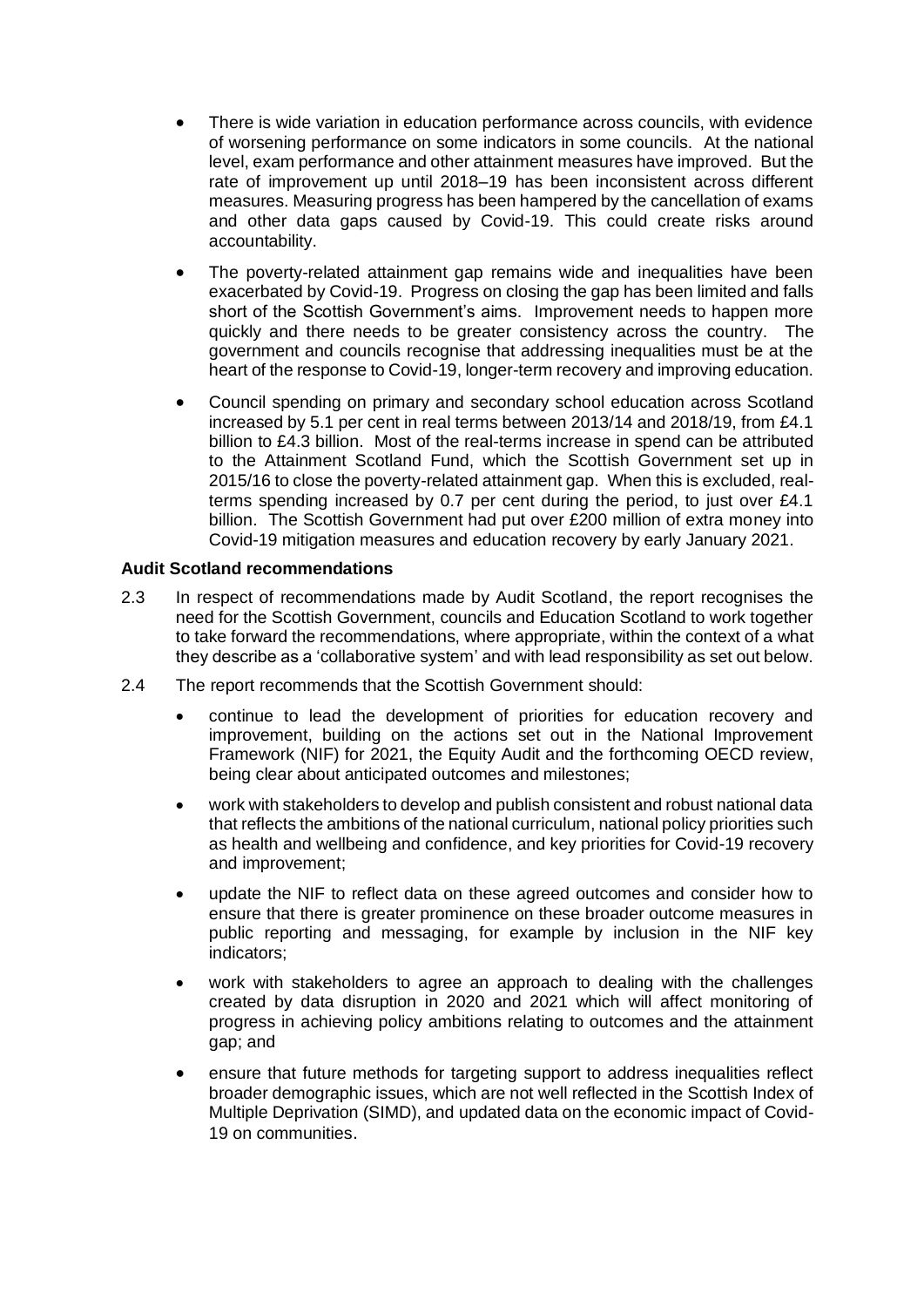- There is wide variation in education performance across councils, with evidence of worsening performance on some indicators in some councils. At the national level, exam performance and other attainment measures have improved. But the rate of improvement up until 2018–19 has been inconsistent across different measures. Measuring progress has been hampered by the cancellation of exams and other data gaps caused by Covid-19. This could create risks around accountability.
- The poverty-related attainment gap remains wide and inequalities have been exacerbated by Covid-19. Progress on closing the gap has been limited and falls short of the Scottish Government's aims. Improvement needs to happen more quickly and there needs to be greater consistency across the country. The government and councils recognise that addressing inequalities must be at the heart of the response to Covid-19, longer-term recovery and improving education.
- Council spending on primary and secondary school education across Scotland increased by 5.1 per cent in real terms between 2013/14 and 2018/19, from £4.1 billion to £4.3 billion. Most of the real-terms increase in spend can be attributed to the Attainment Scotland Fund, which the Scottish Government set up in 2015/16 to close the poverty-related attainment gap. When this is excluded, real-terms spending increased by 0.7 per cent during the period, to just over £4.1 billion. The Scottish Government had put over £200 million of extra money into Covid-19 mitigation measures and education recovery by early January 2021.

**Audit Scotland recommendations**

2.3 In respect of recommendations made by Audit Scotland, the report recognises the need for the Scottish Government, councils and Education Scotland to work together to take forward the recommendations, where appropriate, within the context of a what they describe as a 'collaborative system' and with lead responsibility as set out below.

2.4 The report recommends that the Scottish Government should:

- continue to lead the development of priorities for education recovery and improvement, building on the actions set out in the National Improvement Framework (NIF) for 2021, the Equity Audit and the forthcoming OECD review, being clear about anticipated outcomes and milestones;
- work with stakeholders to develop and publish consistent and robust national data that reflects the ambitions of the national curriculum, national policy priorities such as health and wellbeing and confidence, and key priorities for Covid-19 recovery and improvement;
- update the NIF to reflect data on these agreed outcomes and consider how to ensure that there is greater prominence on these broader outcome measures in public reporting and messaging, for example by inclusion in the NIF key indicators;
- work with stakeholders to agree an approach to dealing with the challenges created by data disruption in 2020 and 2021 which will affect monitoring of progress in achieving policy ambitions relating to outcomes and the attainment gap; and
- ensure that future methods for targeting support to address inequalities reflect broader demographic issues, which are not well reflected in the Scottish Index of Multiple Deprivation (SIMD), and updated data on the economic impact of Covid-19 on communities.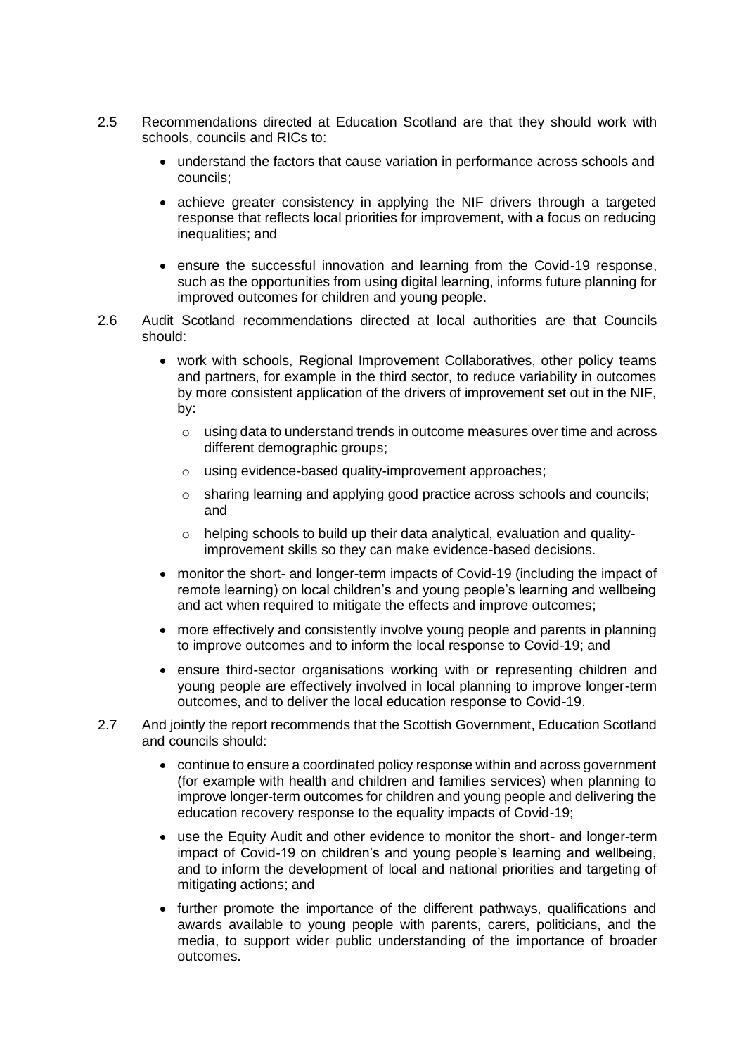2.5 Recommendations directed at Education Scotland are that they should work with schools, councils and RICs to:

- understand the factors that cause variation in performance across schools and councils;
- achieve greater consistency in applying the NIF drivers through a targeted response that reflects local priorities for improvement, with a focus on reducing inequalities; and
- ensure the successful innovation and learning from the Covid-19 response, such as the opportunities from using digital learning, informs future planning for improved outcomes for children and young people.

2.6 Audit Scotland recommendations directed at local authorities are that Councils should:

- work with schools, Regional Improvement Collaboratives, other policy teams and partners, for example in the third sector, to reduce variability in outcomes by more consistent application of the drivers of improvement set out in the NIF, by:
  - using data to understand trends in outcome measures over time and across different demographic groups;
  - using evidence-based quality-improvement approaches;
  - sharing learning and applying good practice across schools and councils; and
  - helping schools to build up their data analytical, evaluation and quality-improvement skills so they can make evidence-based decisions.
- monitor the short- and longer-term impacts of Covid-19 (including the impact of remote learning) on local children's and young people's learning and wellbeing and act when required to mitigate the effects and improve outcomes;
- more effectively and consistently involve young people and parents in planning to improve outcomes and to inform the local response to Covid-19; and
- ensure third-sector organisations working with or representing children and young people are effectively involved in local planning to improve longer-term outcomes, and to deliver the local education response to Covid-19.

2.7 And jointly the report recommends that the Scottish Government, Education Scotland and councils should:

- continue to ensure a coordinated policy response within and across government (for example with health and children and families services) when planning to improve longer-term outcomes for children and young people and delivering the education recovery response to the equality impacts of Covid-19;
- use the Equity Audit and other evidence to monitor the short- and longer-term impact of Covid-19 on children's and young people's learning and wellbeing, and to inform the development of local and national priorities and targeting of mitigating actions; and
- further promote the importance of the different pathways, qualifications and awards available to young people with parents, carers, politicians, and the media, to support wider public understanding of the importance of broader outcomes.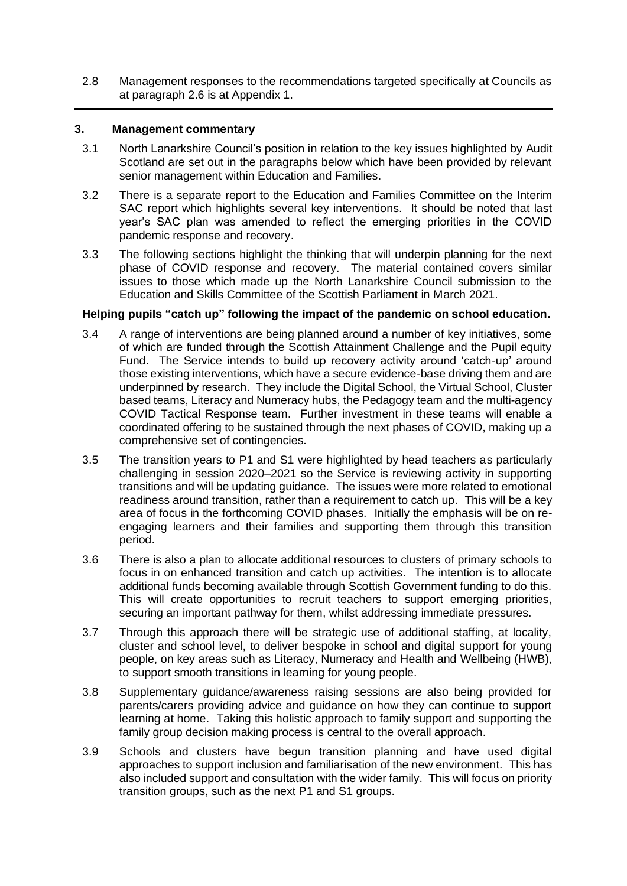2.8 Management responses to the recommendations targeted specifically at Councils as at paragraph 2.6 is at Appendix 1.

---

## 3. Management commentary

3.1 North Lanarkshire Council's position in relation to the key issues highlighted by Audit Scotland are set out in the paragraphs below which have been provided by relevant senior management within Education and Families.

3.2 There is a separate report to the Education and Families Committee on the Interim SAC report which highlights several key interventions. It should be noted that last year's SAC plan was amended to reflect the emerging priorities in the COVID pandemic response and recovery.

3.3 The following sections highlight the thinking that will underpin planning for the next phase of COVID response and recovery. The material contained covers similar issues to those which made up the North Lanarkshire Council submission to the Education and Skills Committee of the Scottish Parliament in March 2021.

### Helping pupils "catch up" following the impact of the pandemic on school education.

3.4 A range of interventions are being planned around a number of key initiatives, some of which are funded through the Scottish Attainment Challenge and the Pupil equity Fund. The Service intends to build up recovery activity around 'catch-up' around those existing interventions, which have a secure evidence-base driving them and are underpinned by research. They include the Digital School, the Virtual School, Cluster based teams, Literacy and Numeracy hubs, the Pedagogy team and the multi-agency COVID Tactical Response team. Further investment in these teams will enable a coordinated offering to be sustained through the next phases of COVID, making up a comprehensive set of contingencies.

3.5 The transition years to P1 and S1 were highlighted by head teachers as particularly challenging in session 2020–2021 so the Service is reviewing activity in supporting transitions and will be updating guidance. The issues were more related to emotional readiness around transition, rather than a requirement to catch up. This will be a key area of focus in the forthcoming COVID phases. Initially the emphasis will be on re-engaging learners and their families and supporting them through this transition period.

3.6 There is also a plan to allocate additional resources to clusters of primary schools to focus in on enhanced transition and catch up activities. The intention is to allocate additional funds becoming available through Scottish Government funding to do this. This will create opportunities to recruit teachers to support emerging priorities, securing an important pathway for them, whilst addressing immediate pressures.

3.7 Through this approach there will be strategic use of additional staffing, at locality, cluster and school level, to deliver bespoke in school and digital support for young people, on key areas such as Literacy, Numeracy and Health and Wellbeing (HWB), to support smooth transitions in learning for young people.

3.8 Supplementary guidance/awareness raising sessions are also being provided for parents/carers providing advice and guidance on how they can continue to support learning at home. Taking this holistic approach to family support and supporting the family group decision making process is central to the overall approach.

3.9 Schools and clusters have begun transition planning and have used digital approaches to support inclusion and familiarisation of the new environment. This has also included support and consultation with the wider family. This will focus on priority transition groups, such as the next P1 and S1 groups.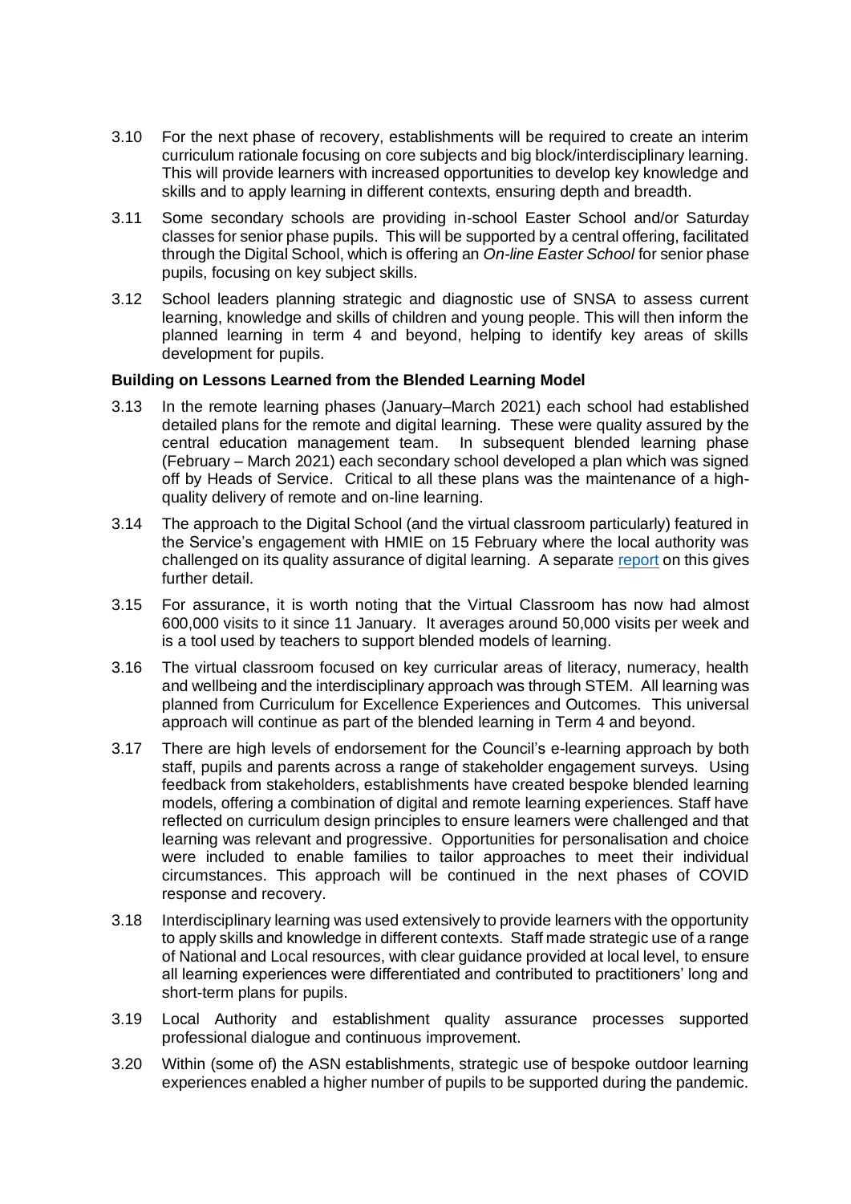3.10 For the next phase of recovery, establishments will be required to create an interim curriculum rationale focusing on core subjects and big block/interdisciplinary learning. This will provide learners with increased opportunities to develop key knowledge and skills and to apply learning in different contexts, ensuring depth and breadth.

3.11 Some secondary schools are providing in-school Easter School and/or Saturday classes for senior phase pupils. This will be supported by a central offering, facilitated through the Digital School, which is offering an *On-line Easter School* for senior phase pupils, focusing on key subject skills.

3.12 School leaders planning strategic and diagnostic use of SNSA to assess current learning, knowledge and skills of children and young people. This will then inform the planned learning in term 4 and beyond, helping to identify key areas of skills development for pupils.

**Building on Lessons Learned from the Blended Learning Model**

3.13 In the remote learning phases (January–March 2021) each school had established detailed plans for the remote and digital learning. These were quality assured by the central education management team. In subsequent blended learning phase (February – March 2021) each secondary school developed a plan which was signed off by Heads of Service. Critical to all these plans was the maintenance of a high-quality delivery of remote and on-line learning.

3.14 The approach to the Digital School (and the virtual classroom particularly) featured in the Service's engagement with HMIE on 15 February where the local authority was challenged on its quality assurance of digital learning. A separate report on this gives further detail.

3.15 For assurance, it is worth noting that the Virtual Classroom has now had almost 600,000 visits to it since 11 January. It averages around 50,000 visits per week and is a tool used by teachers to support blended models of learning.

3.16 The virtual classroom focused on key curricular areas of literacy, numeracy, health and wellbeing and the interdisciplinary approach was through STEM. All learning was planned from Curriculum for Excellence Experiences and Outcomes. This universal approach will continue as part of the blended learning in Term 4 and beyond.

3.17 There are high levels of endorsement for the Council's e-learning approach by both staff, pupils and parents across a range of stakeholder engagement surveys. Using feedback from stakeholders, establishments have created bespoke blended learning models, offering a combination of digital and remote learning experiences. Staff have reflected on curriculum design principles to ensure learners were challenged and that learning was relevant and progressive. Opportunities for personalisation and choice were included to enable families to tailor approaches to meet their individual circumstances. This approach will be continued in the next phases of COVID response and recovery.

3.18 Interdisciplinary learning was used extensively to provide learners with the opportunity to apply skills and knowledge in different contexts. Staff made strategic use of a range of National and Local resources, with clear guidance provided at local level, to ensure all learning experiences were differentiated and contributed to practitioners' long and short-term plans for pupils.

3.19 Local Authority and establishment quality assurance processes supported professional dialogue and continuous improvement.

3.20 Within (some of) the ASN establishments, strategic use of bespoke outdoor learning experiences enabled a higher number of pupils to be supported during the pandemic.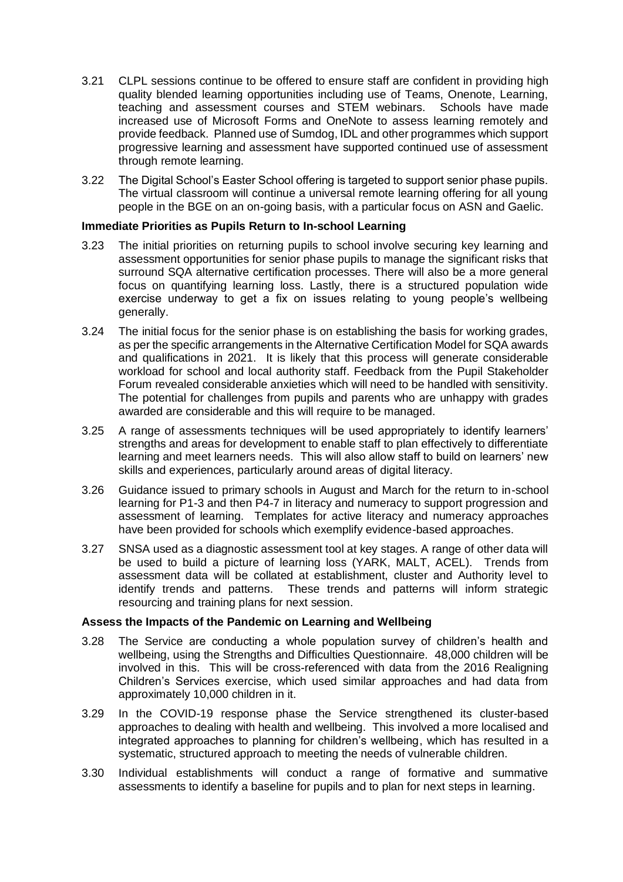3.21 CLPL sessions continue to be offered to ensure staff are confident in providing high quality blended learning opportunities including use of Teams, Onenote, Learning, teaching and assessment courses and STEM webinars. Schools have made increased use of Microsoft Forms and OneNote to assess learning remotely and provide feedback. Planned use of Sumdog, IDL and other programmes which support progressive learning and assessment have supported continued use of assessment through remote learning.

3.22 The Digital School's Easter School offering is targeted to support senior phase pupils. The virtual classroom will continue a universal remote learning offering for all young people in the BGE on an on-going basis, with a particular focus on ASN and Gaelic.

**Immediate Priorities as Pupils Return to In-school Learning**

3.23 The initial priorities on returning pupils to school involve securing key learning and assessment opportunities for senior phase pupils to manage the significant risks that surround SQA alternative certification processes. There will also be a more general focus on quantifying learning loss. Lastly, there is a structured population wide exercise underway to get a fix on issues relating to young people's wellbeing generally.

3.24 The initial focus for the senior phase is on establishing the basis for working grades, as per the specific arrangements in the Alternative Certification Model for SQA awards and qualifications in 2021. It is likely that this process will generate considerable workload for school and local authority staff. Feedback from the Pupil Stakeholder Forum revealed considerable anxieties which will need to be handled with sensitivity. The potential for challenges from pupils and parents who are unhappy with grades awarded are considerable and this will require to be managed.

3.25 A range of assessments techniques will be used appropriately to identify learners' strengths and areas for development to enable staff to plan effectively to differentiate learning and meet learners needs. This will also allow staff to build on learners' new skills and experiences, particularly around areas of digital literacy.

3.26 Guidance issued to primary schools in August and March for the return to in-school learning for P1-3 and then P4-7 in literacy and numeracy to support progression and assessment of learning. Templates for active literacy and numeracy approaches have been provided for schools which exemplify evidence-based approaches.

3.27 SNSA used as a diagnostic assessment tool at key stages. A range of other data will be used to build a picture of learning loss (YARK, MALT, ACEL). Trends from assessment data will be collated at establishment, cluster and Authority level to identify trends and patterns. These trends and patterns will inform strategic resourcing and training plans for next session.

**Assess the Impacts of the Pandemic on Learning and Wellbeing**

3.28 The Service are conducting a whole population survey of children's health and wellbeing, using the Strengths and Difficulties Questionnaire. 48,000 children will be involved in this. This will be cross-referenced with data from the 2016 Realigning Children's Services exercise, which used similar approaches and had data from approximately 10,000 children in it.

3.29 In the COVID-19 response phase the Service strengthened its cluster-based approaches to dealing with health and wellbeing. This involved a more localised and integrated approaches to planning for children's wellbeing, which has resulted in a systematic, structured approach to meeting the needs of vulnerable children.

3.30 Individual establishments will conduct a range of formative and summative assessments to identify a baseline for pupils and to plan for next steps in learning.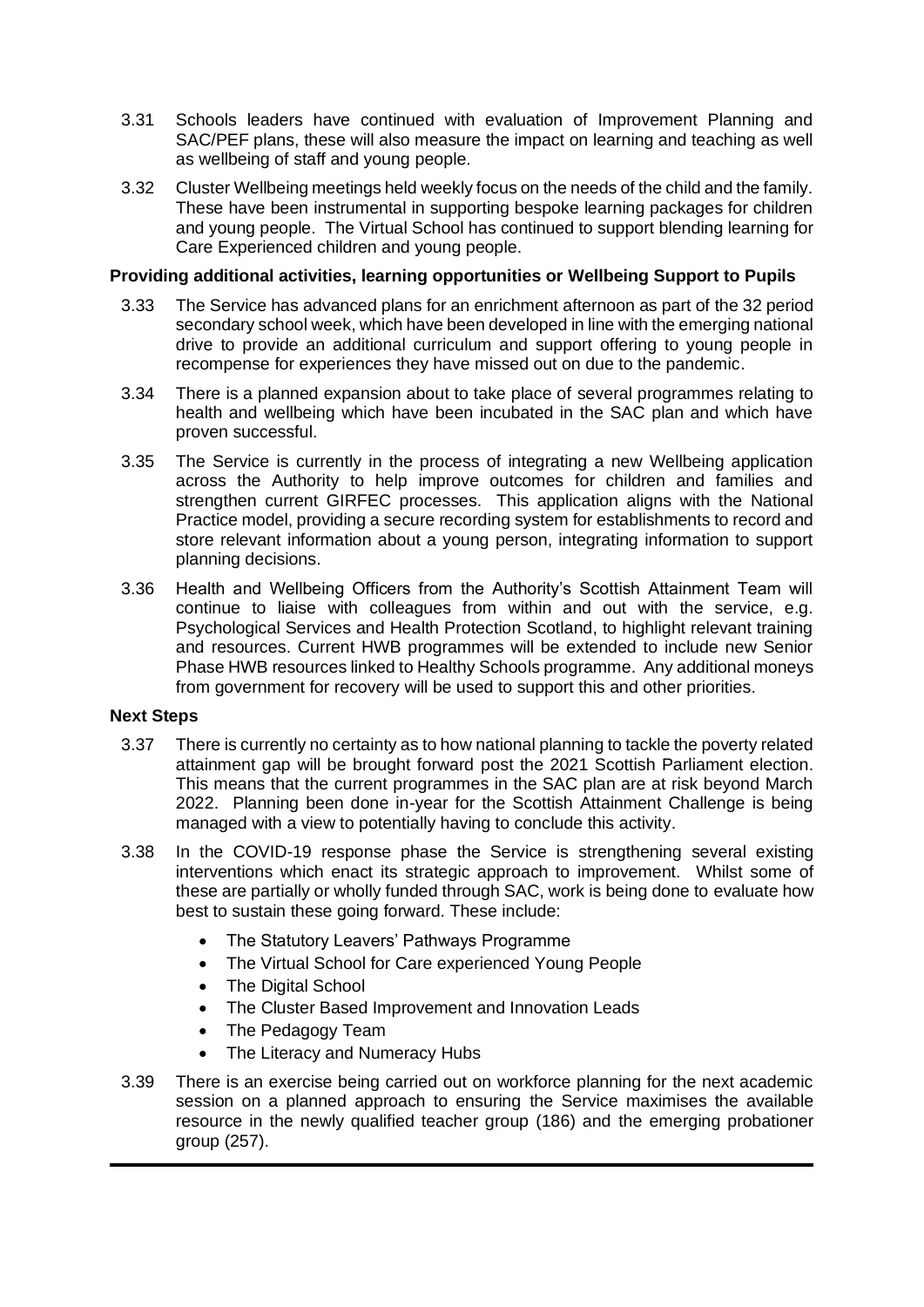3.31 Schools leaders have continued with evaluation of Improvement Planning and SAC/PEF plans, these will also measure the impact on learning and teaching as well as wellbeing of staff and young people.

3.32 Cluster Wellbeing meetings held weekly focus on the needs of the child and the family. These have been instrumental in supporting bespoke learning packages for children and young people. The Virtual School has continued to support blending learning for Care Experienced children and young people.

**Providing additional activities, learning opportunities or Wellbeing Support to Pupils**

3.33 The Service has advanced plans for an enrichment afternoon as part of the 32 period secondary school week, which have been developed in line with the emerging national drive to provide an additional curriculum and support offering to young people in recompense for experiences they have missed out on due to the pandemic.

3.34 There is a planned expansion about to take place of several programmes relating to health and wellbeing which have been incubated in the SAC plan and which have proven successful.

3.35 The Service is currently in the process of integrating a new Wellbeing application across the Authority to help improve outcomes for children and families and strengthen current GIRFEC processes. This application aligns with the National Practice model, providing a secure recording system for establishments to record and store relevant information about a young person, integrating information to support planning decisions.

3.36 Health and Wellbeing Officers from the Authority's Scottish Attainment Team will continue to liaise with colleagues from within and out with the service, e.g. Psychological Services and Health Protection Scotland, to highlight relevant training and resources. Current HWB programmes will be extended to include new Senior Phase HWB resources linked to Healthy Schools programme. Any additional moneys from government for recovery will be used to support this and other priorities.

**Next Steps**

3.37 There is currently no certainty as to how national planning to tackle the poverty related attainment gap will be brought forward post the 2021 Scottish Parliament election. This means that the current programmes in the SAC plan are at risk beyond March 2022. Planning been done in-year for the Scottish Attainment Challenge is being managed with a view to potentially having to conclude this activity.

3.38 In the COVID-19 response phase the Service is strengthening several existing interventions which enact its strategic approach to improvement. Whilst some of these are partially or wholly funded through SAC, work is being done to evaluate how best to sustain these going forward. These include:

- The Statutory Leavers' Pathways Programme
- The Virtual School for Care experienced Young People
- The Digital School
- The Cluster Based Improvement and Innovation Leads
- The Pedagogy Team
- The Literacy and Numeracy Hubs

3.39 There is an exercise being carried out on workforce planning for the next academic session on a planned approach to ensuring the Service maximises the available resource in the newly qualified teacher group (186) and the emerging probationer group (257).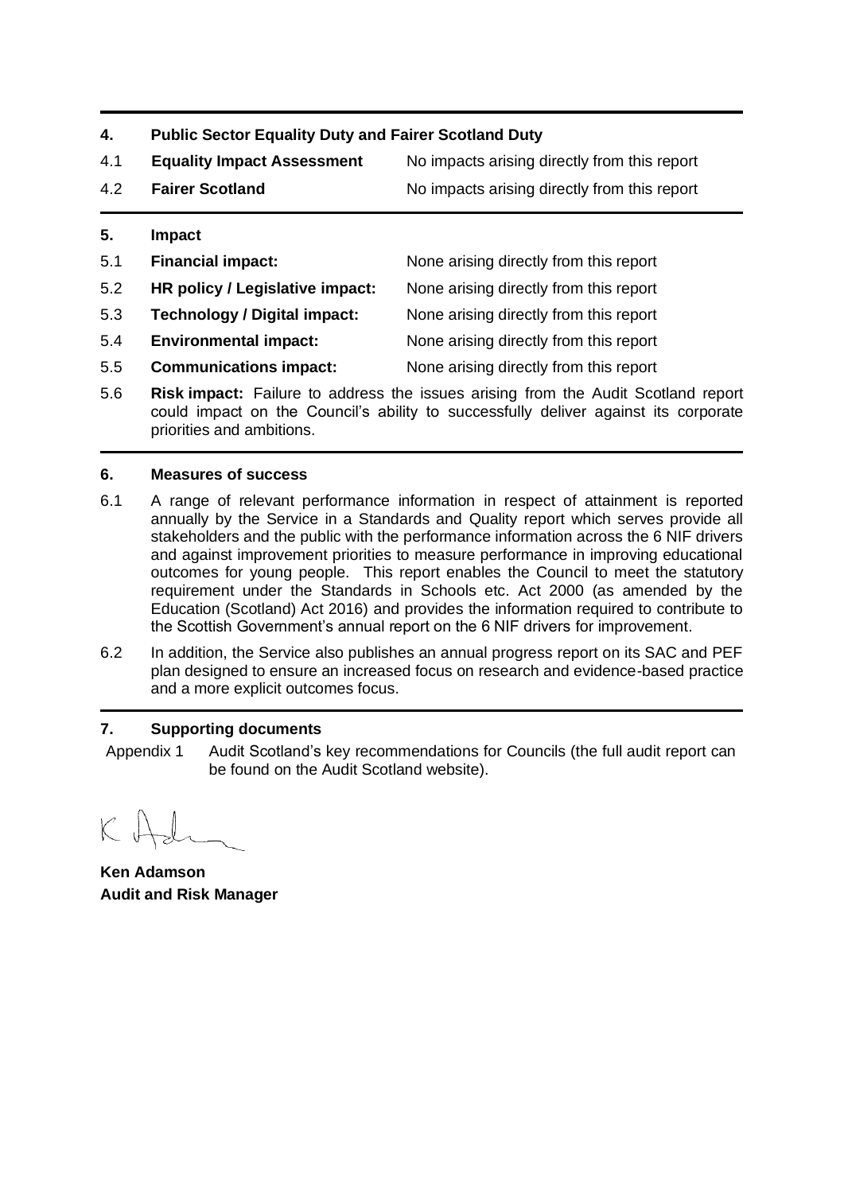## 4. Public Sector Equality Duty and Fairer Scotland Duty

| | | |
|---|---|---|
| 4.1 | **Equality Impact Assessment** | No impacts arising directly from this report |
| 4.2 | **Fairer Scotland** | No impacts arising directly from this report |

## 5. Impact

| | | |
|---|---|---|
| 5.1 | **Financial impact:** | None arising directly from this report |
| 5.2 | **HR policy / Legislative impact:** | None arising directly from this report |
| 5.3 | **Technology / Digital impact:** | None arising directly from this report |
| 5.4 | **Environmental impact:** | None arising directly from this report |
| 5.5 | **Communications impact:** | None arising directly from this report |

5.6 **Risk impact:** Failure to address the issues arising from the Audit Scotland report could impact on the Council's ability to successfully deliver against its corporate priorities and ambitions.

## 6. Measures of success

6.1 A range of relevant performance information in respect of attainment is reported annually by the Service in a Standards and Quality report which serves provide all stakeholders and the public with the performance information across the 6 NIF drivers and against improvement priorities to measure performance in improving educational outcomes for young people. This report enables the Council to meet the statutory requirement under the Standards in Schools etc. Act 2000 (as amended by the Education (Scotland) Act 2016) and provides the information required to contribute to the Scottish Government's annual report on the 6 NIF drivers for improvement.

6.2 In addition, the Service also publishes an annual progress report on its SAC and PEF plan designed to ensure an increased focus on research and evidence-based practice and a more explicit outcomes focus.

## 7. Supporting documents

Appendix 1 Audit Scotland's key recommendations for Councils (the full audit report can be found on the Audit Scotland website).

**Ken Adamson**
**Audit and Risk Manager**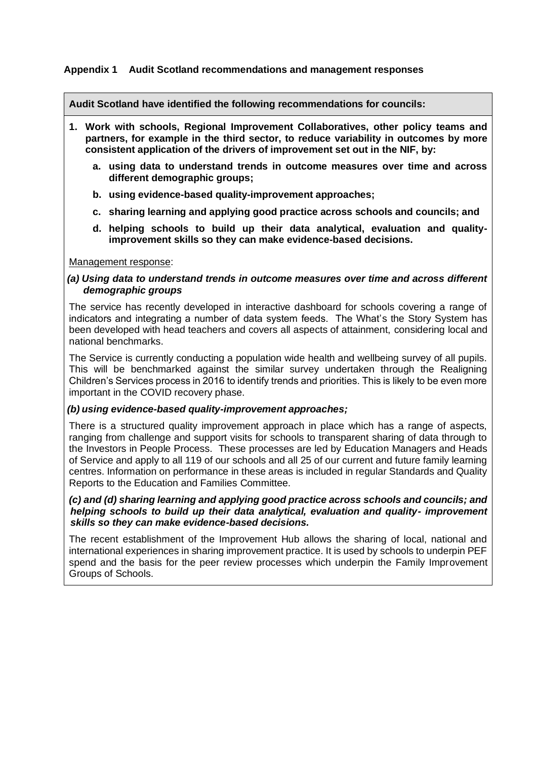## Appendix 1 Audit Scotland recommendations and management responses

**Audit Scotland have identified the following recommendations for councils:**

1. **Work with schools, Regional Improvement Collaboratives, other policy teams and partners, for example in the third sector, to reduce variability in outcomes by more consistent application of the drivers of improvement set out in the NIF, by:**
    a. **using data to understand trends in outcome measures over time and across different demographic groups;**
    b. **using evidence-based quality-improvement approaches;**
    c. **sharing learning and applying good practice across schools and councils; and**
    d. **helping schools to build up their data analytical, evaluation and quality-improvement skills so they can make evidence-based decisions.**

Management response:

***(a) Using data to understand trends in outcome measures over time and across different demographic groups***

The service has recently developed in interactive dashboard for schools covering a range of indicators and integrating a number of data system feeds. The What's the Story System has been developed with head teachers and covers all aspects of attainment, considering local and national benchmarks.

The Service is currently conducting a population wide health and wellbeing survey of all pupils. This will be benchmarked against the similar survey undertaken through the Realigning Children's Services process in 2016 to identify trends and priorities. This is likely to be even more important in the COVID recovery phase.

***(b) using evidence-based quality-improvement approaches;***

There is a structured quality improvement approach in place which has a range of aspects, ranging from challenge and support visits for schools to transparent sharing of data through to the Investors in People Process. These processes are led by Education Managers and Heads of Service and apply to all 119 of our schools and all 25 of our current and future family learning centres. Information on performance in these areas is included in regular Standards and Quality Reports to the Education and Families Committee.

***(c) and (d) sharing learning and applying good practice across schools and councils; and helping schools to build up their data analytical, evaluation and quality- improvement skills so they can make evidence-based decisions.***

The recent establishment of the Improvement Hub allows the sharing of local, national and international experiences in sharing improvement practice. It is used by schools to underpin PEF spend and the basis for the peer review processes which underpin the Family Improvement Groups of Schools.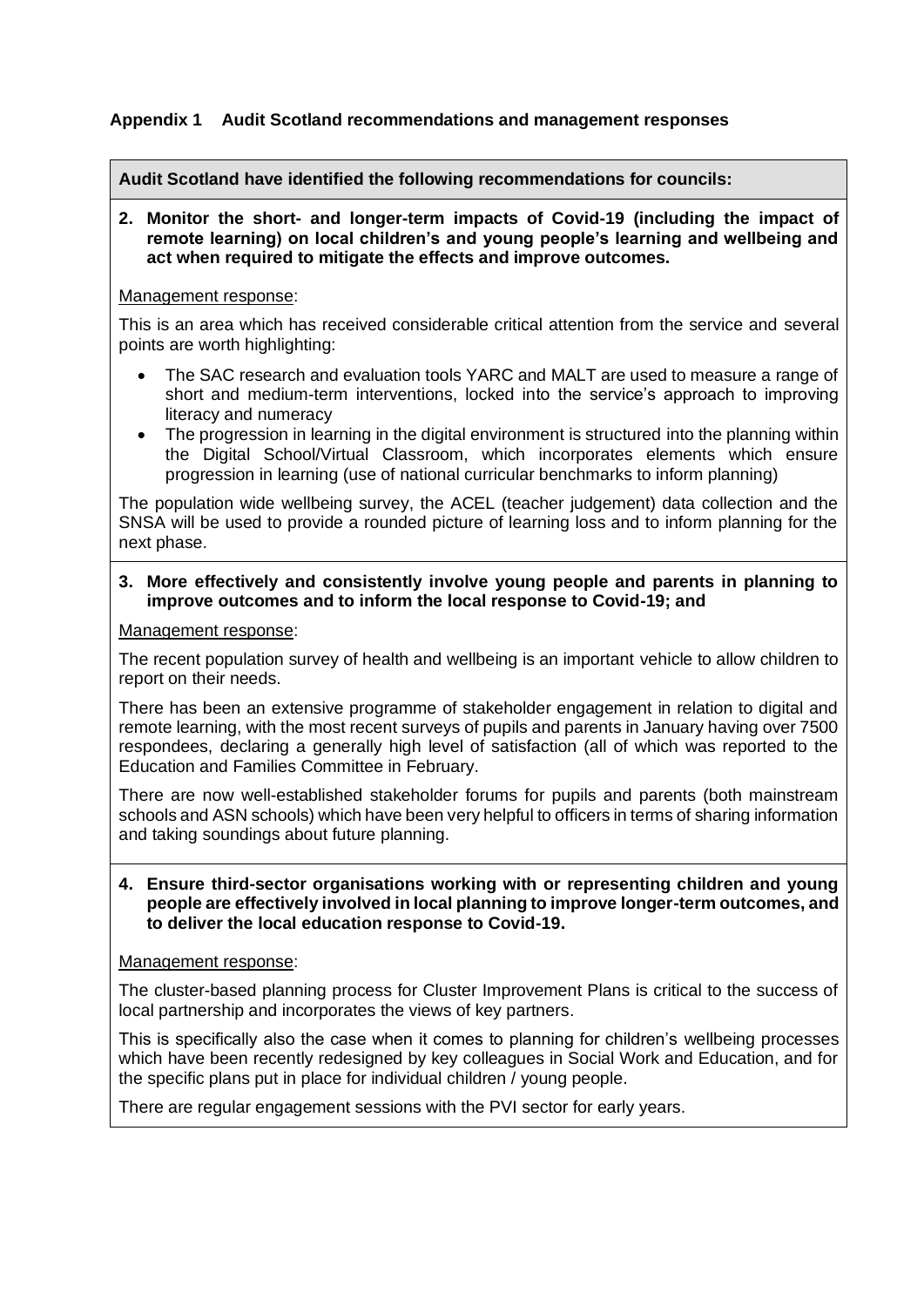**Appendix 1 Audit Scotland recommendations and management responses**

**Audit Scotland have identified the following recommendations for councils:**

**2. Monitor the short- and longer-term impacts of Covid-19 (including the impact of remote learning) on local children's and young people's learning and wellbeing and act when required to mitigate the effects and improve outcomes.**

Management response:

This is an area which has received considerable critical attention from the service and several points are worth highlighting:

- The SAC research and evaluation tools YARC and MALT are used to measure a range of short and medium-term interventions, locked into the service's approach to improving literacy and numeracy
- The progression in learning in the digital environment is structured into the planning within the Digital School/Virtual Classroom, which incorporates elements which ensure progression in learning (use of national curricular benchmarks to inform planning)

The population wide wellbeing survey, the ACEL (teacher judgement) data collection and the SNSA will be used to provide a rounded picture of learning loss and to inform planning for the next phase.

**3. More effectively and consistently involve young people and parents in planning to improve outcomes and to inform the local response to Covid-19; and**

Management response:

The recent population survey of health and wellbeing is an important vehicle to allow children to report on their needs.

There has been an extensive programme of stakeholder engagement in relation to digital and remote learning, with the most recent surveys of pupils and parents in January having over 7500 respondees, declaring a generally high level of satisfaction (all of which was reported to the Education and Families Committee in February.

There are now well-established stakeholder forums for pupils and parents (both mainstream schools and ASN schools) which have been very helpful to officers in terms of sharing information and taking soundings about future planning.

**4. Ensure third-sector organisations working with or representing children and young people are effectively involved in local planning to improve longer-term outcomes, and to deliver the local education response to Covid-19.**

Management response:

The cluster-based planning process for Cluster Improvement Plans is critical to the success of local partnership and incorporates the views of key partners.

This is specifically also the case when it comes to planning for children's wellbeing processes which have been recently redesigned by key colleagues in Social Work and Education, and for the specific plans put in place for individual children / young people.

There are regular engagement sessions with the PVI sector for early years.